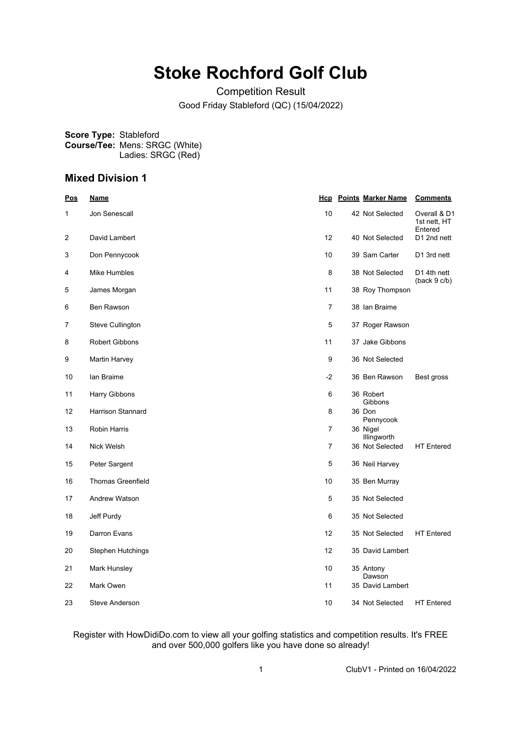# Stoke Rochford Golf Club

Competition Result

Good Friday Stableford (QC) (15/04/2022)

**Score Type:** Stableford
**Course/Tee:** Mens: SRGC (White)
Ladies: SRGC (Red)

## Mixed Division 1

| Pos | Name | Hcp | Points | Marker Name | Comments |
|---|---|---|---|---|---|
| 1 | Jon Senescall | 10 | 42 | Not Selected | Overall & D1 1st nett, HT Entered |
| 2 | David Lambert | 12 | 40 | Not Selected | D1 2nd nett |
| 3 | Don Pennycook | 10 | 39 | Sam Carter | D1 3rd nett |
| 4 | Mike Humbles | 8 | 38 | Not Selected | D1 4th nett (back 9 c/b) |
| 5 | James Morgan | 11 | 38 | Roy Thompson | |
| 6 | Ben Rawson | 7 | 38 | Ian Braime | |
| 7 | Steve Cullington | 5 | 37 | Roger Rawson | |
| 8 | Robert Gibbons | 11 | 37 | Jake Gibbons | |
| 9 | Martin Harvey | 9 | 36 | Not Selected | |
| 10 | Ian Braime | -2 | 36 | Ben Rawson | Best gross |
| 11 | Harry Gibbons | 6 | 36 | Robert Gibbons | |
| 12 | Harrison Stannard | 8 | 36 | Don Pennycook | |
| 13 | Robin Harris | 7 | 36 | Nigel Illingworth | |
| 14 | Nick Welsh | 7 | 36 | Not Selected | HT Entered |
| 15 | Peter Sargent | 5 | 36 | Neil Harvey | |
| 16 | Thomas Greenfield | 10 | 35 | Ben Murray | |
| 17 | Andrew Watson | 5 | 35 | Not Selected | |
| 18 | Jeff Purdy | 6 | 35 | Not Selected | |
| 19 | Darron Evans | 12 | 35 | Not Selected | HT Entered |
| 20 | Stephen Hutchings | 12 | 35 | David Lambert | |
| 21 | Mark Hunsley | 10 | 35 | Antony Dawson | |
| 22 | Mark Owen | 11 | 35 | David Lambert | |
| 23 | Steve Anderson | 10 | 34 | Not Selected | HT Entered |

Register with HowDidiDo.com to view all your golfing statistics and competition results. It's FREE and over 500,000 golfers like you have done so already!

ClubV1 - Printed on 16/04/2022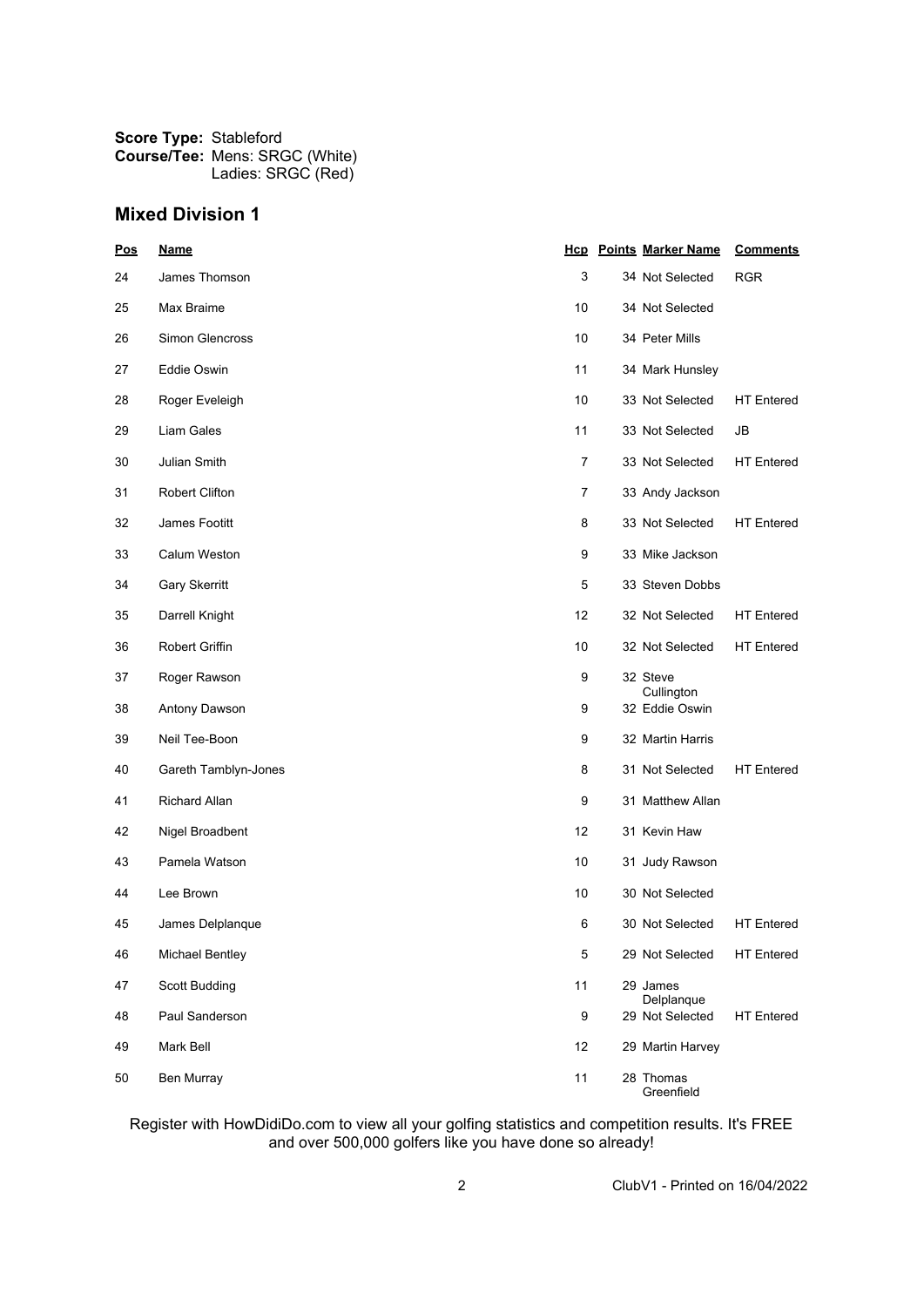**Score Type:** Stableford
**Course/Tee:** Mens: SRGC (White)
Ladies: SRGC (Red)

## Mixed Division 1

| Pos | Name | Hcp | Points | Marker Name | Comments |
|---|---|---|---|---|---|
| 24 | James Thomson | 3 | 34 | Not Selected | RGR |
| 25 | Max Braime | 10 | 34 | Not Selected | |
| 26 | Simon Glencross | 10 | 34 | Peter Mills | |
| 27 | Eddie Oswin | 11 | 34 | Mark Hunsley | |
| 28 | Roger Eveleigh | 10 | 33 | Not Selected | HT Entered |
| 29 | Liam Gales | 11 | 33 | Not Selected | JB |
| 30 | Julian Smith | 7 | 33 | Not Selected | HT Entered |
| 31 | Robert Clifton | 7 | 33 | Andy Jackson | |
| 32 | James Footitt | 8 | 33 | Not Selected | HT Entered |
| 33 | Calum Weston | 9 | 33 | Mike Jackson | |
| 34 | Gary Skerritt | 5 | 33 | Steven Dobbs | |
| 35 | Darrell Knight | 12 | 32 | Not Selected | HT Entered |
| 36 | Robert Griffin | 10 | 32 | Not Selected | HT Entered |
| 37 | Roger Rawson | 9 | 32 | Steve Cullington | |
| 38 | Antony Dawson | 9 | 32 | Eddie Oswin | |
| 39 | Neil Tee-Boon | 9 | 32 | Martin Harris | |
| 40 | Gareth Tamblyn-Jones | 8 | 31 | Not Selected | HT Entered |
| 41 | Richard Allan | 9 | 31 | Matthew Allan | |
| 42 | Nigel Broadbent | 12 | 31 | Kevin Haw | |
| 43 | Pamela Watson | 10 | 31 | Judy Rawson | |
| 44 | Lee Brown | 10 | 30 | Not Selected | |
| 45 | James Delplanque | 6 | 30 | Not Selected | HT Entered |
| 46 | Michael Bentley | 5 | 29 | Not Selected | HT Entered |
| 47 | Scott Budding | 11 | 29 | James Delplanque | |
| 48 | Paul Sanderson | 9 | 29 | Not Selected | HT Entered |
| 49 | Mark Bell | 12 | 29 | Martin Harvey | |
| 50 | Ben Murray | 11 | 28 | Thomas Greenfield | |

Register with HowDidiDo.com to view all your golfing statistics and competition results. It's FREE and over 500,000 golfers like you have done so already!

ClubV1 - Printed on 16/04/2022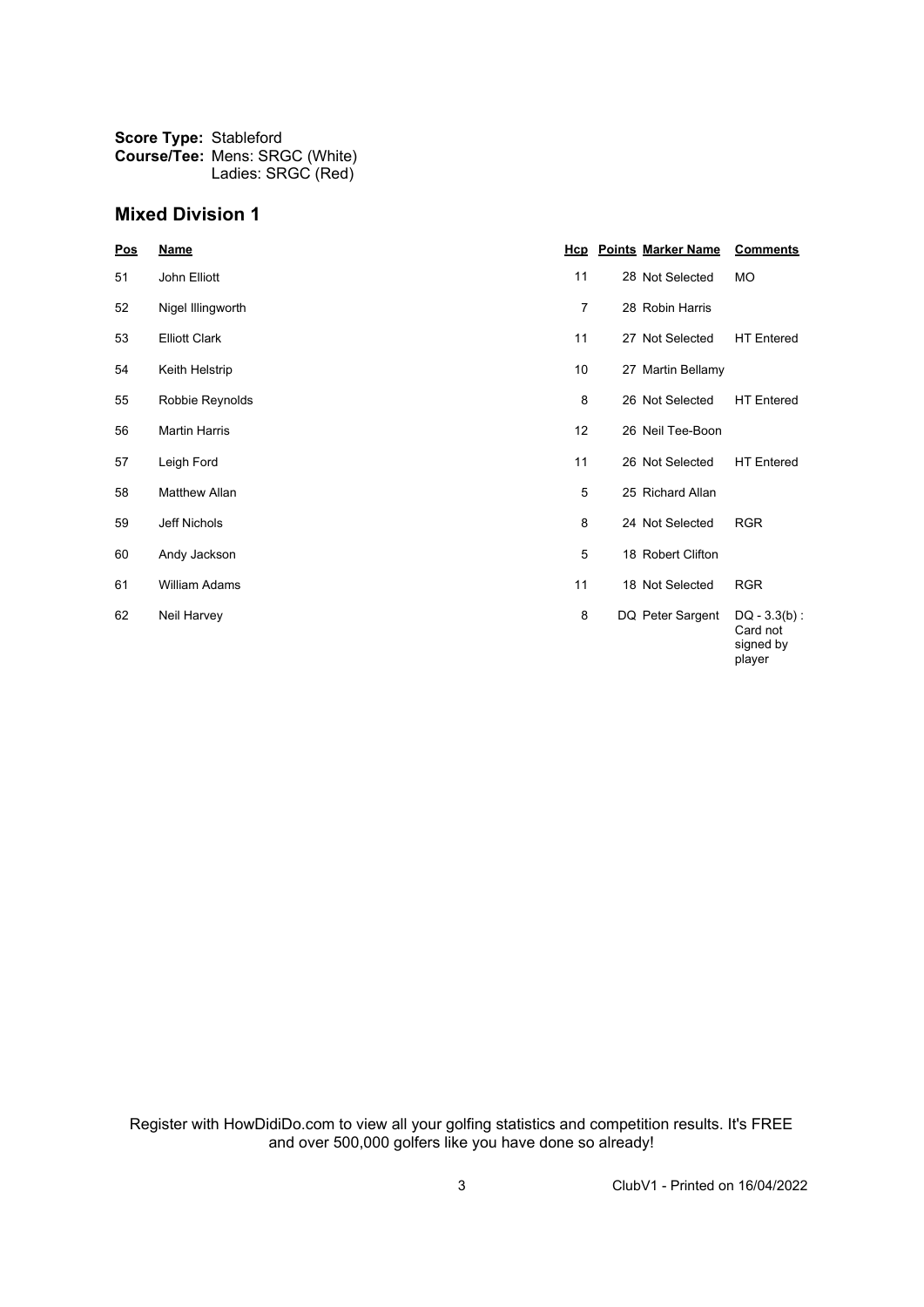**Score Type:** Stableford
**Course/Tee:** Mens: SRGC (White)
Ladies: SRGC (Red)

## Mixed Division 1

| Pos | Name | Hcp | Points | Marker Name | Comments |
|---|---|---|---|---|---|
| 51 | John Elliott | 11 | 28 | Not Selected | MO |
| 52 | Nigel Illingworth | 7 | 28 | Robin Harris | |
| 53 | Elliott Clark | 11 | 27 | Not Selected | HT Entered |
| 54 | Keith Helstrip | 10 | 27 | Martin Bellamy | |
| 55 | Robbie Reynolds | 8 | 26 | Not Selected | HT Entered |
| 56 | Martin Harris | 12 | 26 | Neil Tee-Boon | |
| 57 | Leigh Ford | 11 | 26 | Not Selected | HT Entered |
| 58 | Matthew Allan | 5 | 25 | Richard Allan | |
| 59 | Jeff Nichols | 8 | 24 | Not Selected | RGR |
| 60 | Andy Jackson | 5 | 18 | Robert Clifton | |
| 61 | William Adams | 11 | 18 | Not Selected | RGR |
| 62 | Neil Harvey | 8 | DQ | Peter Sargent | DQ - 3.3(b) : Card not signed by player |

Register with HowDidiDo.com to view all your golfing statistics and competition results. It's FREE and over 500,000 golfers like you have done so already!

ClubV1 - Printed on 16/04/2022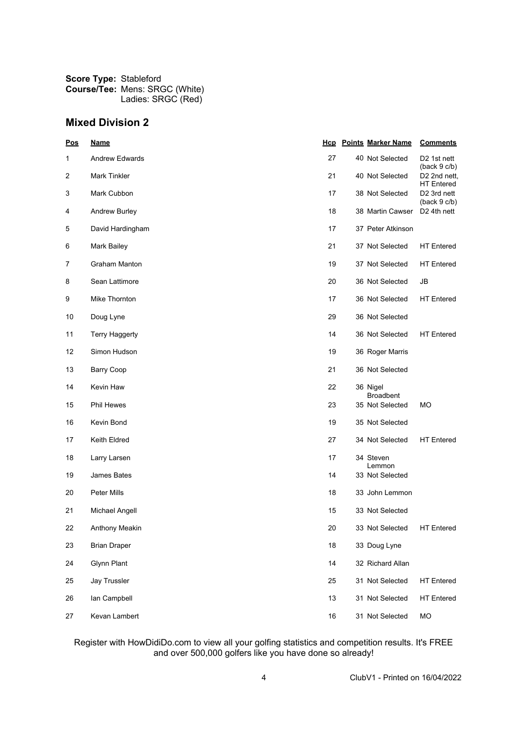**Score Type:** Stableford
**Course/Tee:** Mens: SRGC (White)
Ladies: SRGC (Red)

## Mixed Division 2

| Pos | Name | Hcp | Points | Marker Name | Comments |
|---|---|---|---|---|---|
| 1 | Andrew Edwards | 27 | 40 | Not Selected | D2 1st nett (back 9 c/b) |
| 2 | Mark Tinkler | 21 | 40 | Not Selected | D2 2nd nett, HT Entered |
| 3 | Mark Cubbon | 17 | 38 | Not Selected | D2 3rd nett (back 9 c/b) |
| 4 | Andrew Burley | 18 | 38 | Martin Cawser | D2 4th nett |
| 5 | David Hardingham | 17 | 37 | Peter Atkinson | |
| 6 | Mark Bailey | 21 | 37 | Not Selected | HT Entered |
| 7 | Graham Manton | 19 | 37 | Not Selected | HT Entered |
| 8 | Sean Lattimore | 20 | 36 | Not Selected | JB |
| 9 | Mike Thornton | 17 | 36 | Not Selected | HT Entered |
| 10 | Doug Lyne | 29 | 36 | Not Selected | |
| 11 | Terry Haggerty | 14 | 36 | Not Selected | HT Entered |
| 12 | Simon Hudson | 19 | 36 | Roger Marris | |
| 13 | Barry Coop | 21 | 36 | Not Selected | |
| 14 | Kevin Haw | 22 | 36 | Nigel Broadbent | |
| 15 | Phil Hewes | 23 | 35 | Not Selected | MO |
| 16 | Kevin Bond | 19 | 35 | Not Selected | |
| 17 | Keith Eldred | 27 | 34 | Not Selected | HT Entered |
| 18 | Larry Larsen | 17 | 34 | Steven Lemmon | |
| 19 | James Bates | 14 | 33 | Not Selected | |
| 20 | Peter Mills | 18 | 33 | John Lemmon | |
| 21 | Michael Angell | 15 | 33 | Not Selected | |
| 22 | Anthony Meakin | 20 | 33 | Not Selected | HT Entered |
| 23 | Brian Draper | 18 | 33 | Doug Lyne | |
| 24 | Glynn Plant | 14 | 32 | Richard Allan | |
| 25 | Jay Trussler | 25 | 31 | Not Selected | HT Entered |
| 26 | Ian Campbell | 13 | 31 | Not Selected | HT Entered |
| 27 | Kevan Lambert | 16 | 31 | Not Selected | MO |

Register with HowDidiDo.com to view all your golfing statistics and competition results. It's FREE and over 500,000 golfers like you have done so already!

ClubV1 - Printed on 16/04/2022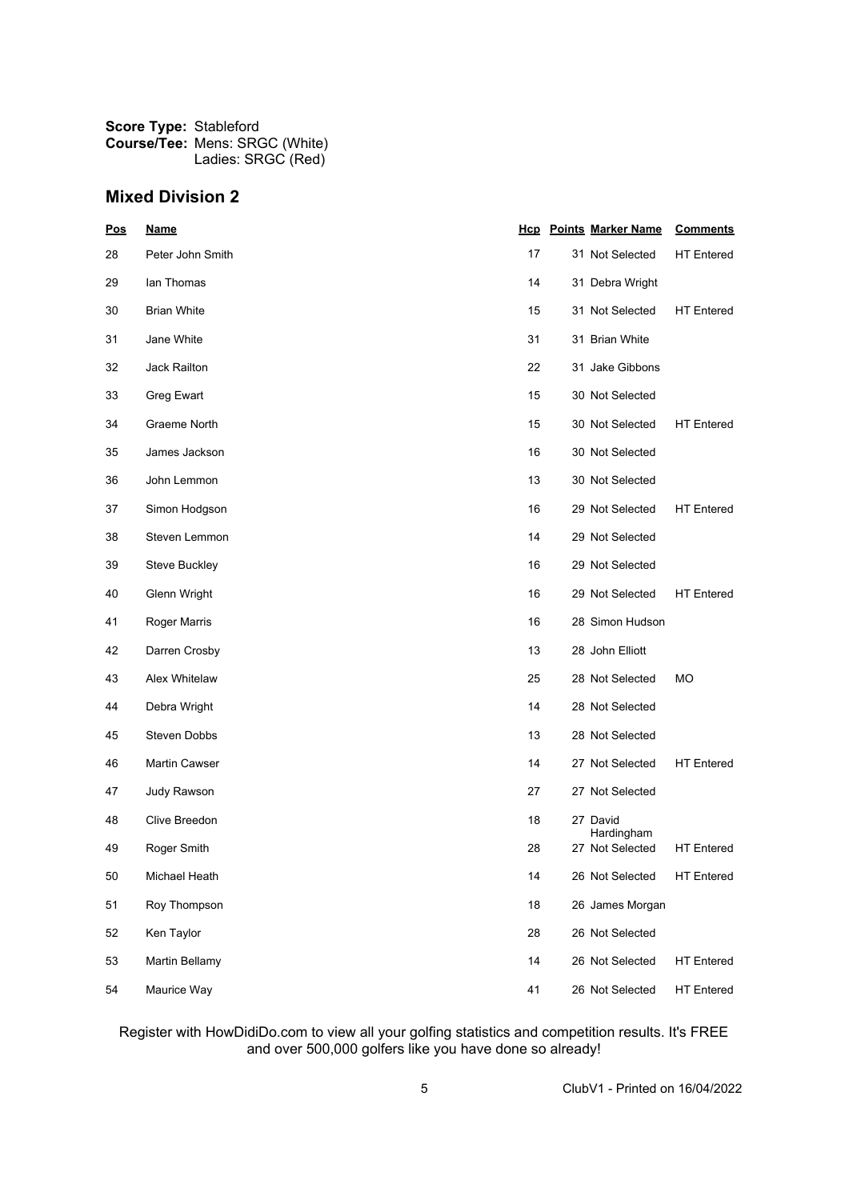**Score Type:** Stableford
**Course/Tee:** Mens: SRGC (White)
Ladies: SRGC (Red)

## Mixed Division 2

| Pos | Name | Hcp | Points | Marker Name | Comments |
|---|---|---|---|---|---|
| 28 | Peter John Smith | 17 | 31 | Not Selected | HT Entered |
| 29 | Ian Thomas | 14 | 31 | Debra Wright | |
| 30 | Brian White | 15 | 31 | Not Selected | HT Entered |
| 31 | Jane White | 31 | 31 | Brian White | |
| 32 | Jack Railton | 22 | 31 | Jake Gibbons | |
| 33 | Greg Ewart | 15 | 30 | Not Selected | |
| 34 | Graeme North | 15 | 30 | Not Selected | HT Entered |
| 35 | James Jackson | 16 | 30 | Not Selected | |
| 36 | John Lemmon | 13 | 30 | Not Selected | |
| 37 | Simon Hodgson | 16 | 29 | Not Selected | HT Entered |
| 38 | Steven Lemmon | 14 | 29 | Not Selected | |
| 39 | Steve Buckley | 16 | 29 | Not Selected | |
| 40 | Glenn Wright | 16 | 29 | Not Selected | HT Entered |
| 41 | Roger Marris | 16 | 28 | Simon Hudson | |
| 42 | Darren Crosby | 13 | 28 | John Elliott | |
| 43 | Alex Whitelaw | 25 | 28 | Not Selected | MO |
| 44 | Debra Wright | 14 | 28 | Not Selected | |
| 45 | Steven Dobbs | 13 | 28 | Not Selected | |
| 46 | Martin Cawser | 14 | 27 | Not Selected | HT Entered |
| 47 | Judy Rawson | 27 | 27 | Not Selected | |
| 48 | Clive Breedon | 18 | 27 | David Hardingham | |
| 49 | Roger Smith | 28 | 27 | Not Selected | HT Entered |
| 50 | Michael Heath | 14 | 26 | Not Selected | HT Entered |
| 51 | Roy Thompson | 18 | 26 | James Morgan | |
| 52 | Ken Taylor | 28 | 26 | Not Selected | |
| 53 | Martin Bellamy | 14 | 26 | Not Selected | HT Entered |
| 54 | Maurice Way | 41 | 26 | Not Selected | HT Entered |

Register with HowDidiDo.com to view all your golfing statistics and competition results. It's FREE and over 500,000 golfers like you have done so already!

ClubV1 - Printed on 16/04/2022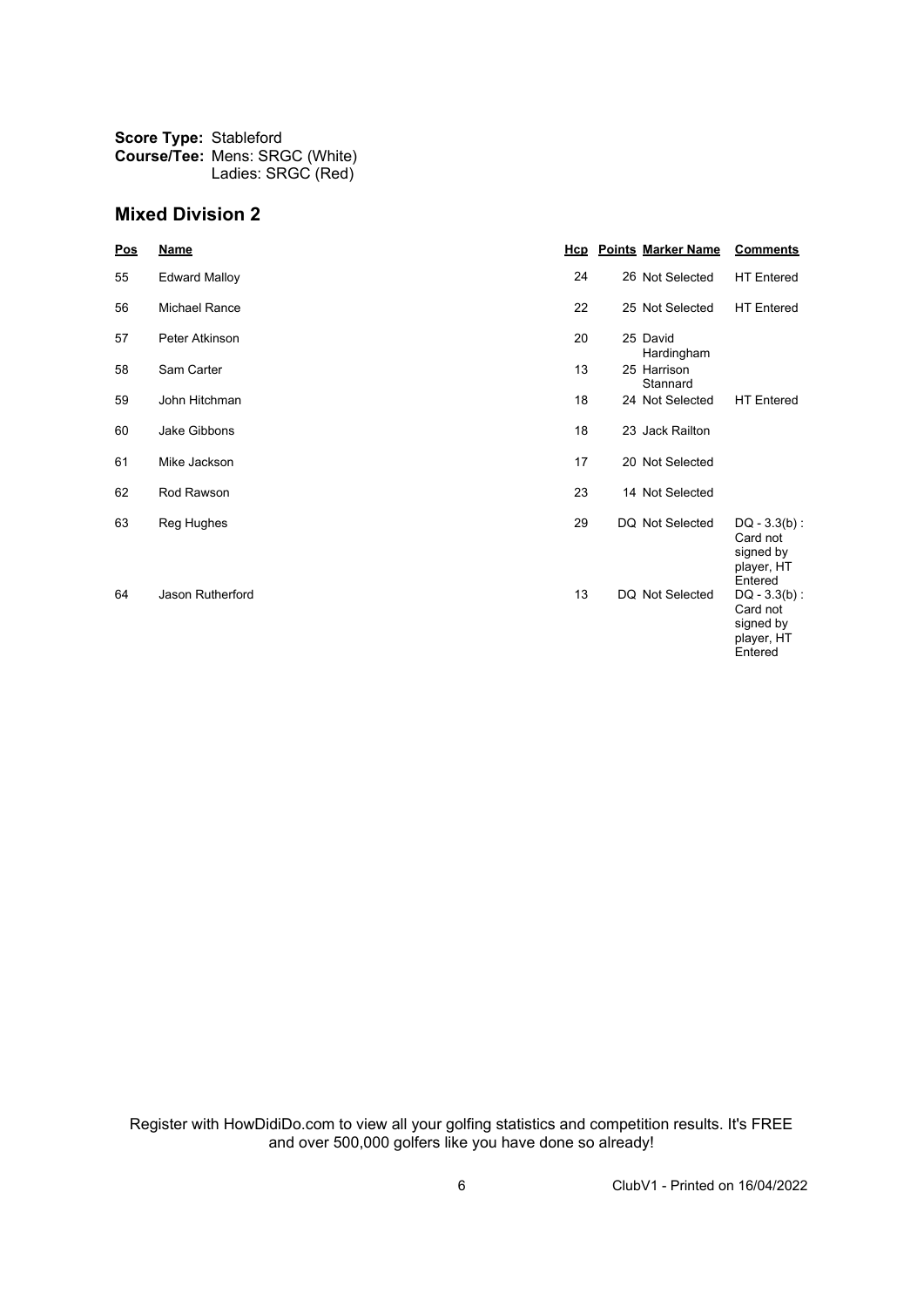**Score Type:** Stableford
**Course/Tee:** Mens: SRGC (White)
Ladies: SRGC (Red)

## Mixed Division 2

| Pos | Name | Hcp | Points | Marker Name | Comments |
|---|---|---|---|---|---|
| 55 | Edward Malloy | 24 | 26 | Not Selected | HT Entered |
| 56 | Michael Rance | 22 | 25 | Not Selected | HT Entered |
| 57 | Peter Atkinson | 20 | 25 | David Hardingham | |
| 58 | Sam Carter | 13 | 25 | Harrison Stannard | |
| 59 | John Hitchman | 18 | 24 | Not Selected | HT Entered |
| 60 | Jake Gibbons | 18 | 23 | Jack Railton | |
| 61 | Mike Jackson | 17 | 20 | Not Selected | |
| 62 | Rod Rawson | 23 | 14 | Not Selected | |
| 63 | Reg Hughes | 29 | DQ | Not Selected | DQ - 3.3(b) : Card not signed by player, HT Entered |
| 64 | Jason Rutherford | 13 | DQ | Not Selected | DQ - 3.3(b) : Card not signed by player, HT Entered |

Register with HowDidiDo.com to view all your golfing statistics and competition results. It's FREE and over 500,000 golfers like you have done so already!

ClubV1 - Printed on 16/04/2022